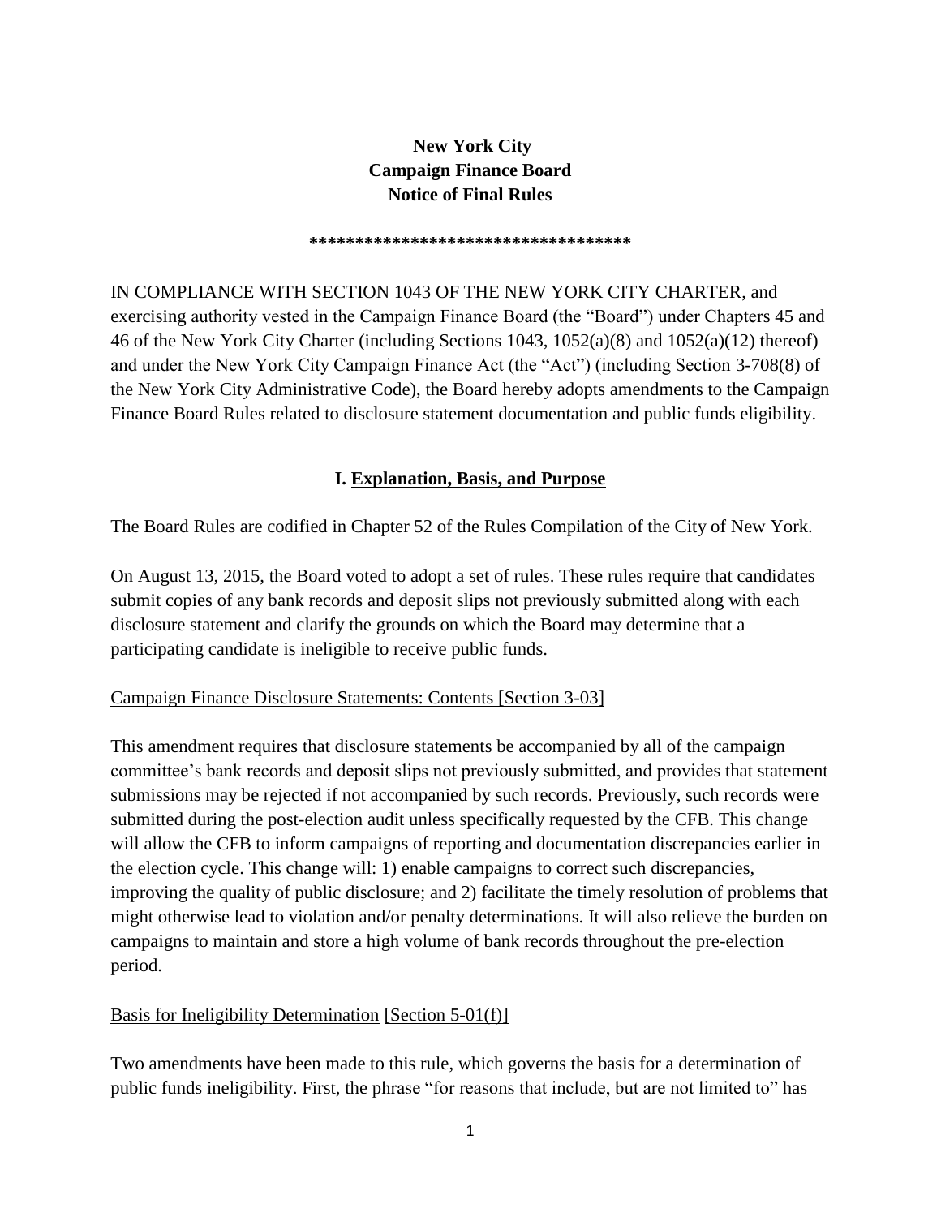# New York City
# Campaign Finance Board
# Notice of Final Rules

***********************************

IN COMPLIANCE WITH SECTION 1043 OF THE NEW YORK CITY CHARTER, and exercising authority vested in the Campaign Finance Board (the "Board") under Chapters 45 and 46 of the New York City Charter (including Sections 1043, 1052(a)(8) and 1052(a)(12) thereof) and under the New York City Campaign Finance Act (the "Act") (including Section 3-708(8) of the New York City Administrative Code), the Board hereby adopts amendments to the Campaign Finance Board Rules related to disclosure statement documentation and public funds eligibility.

## I. Explanation, Basis, and Purpose

The Board Rules are codified in Chapter 52 of the Rules Compilation of the City of New York.

On August 13, 2015, the Board voted to adopt a set of rules. These rules require that candidates submit copies of any bank records and deposit slips not previously submitted along with each disclosure statement and clarify the grounds on which the Board may determine that a participating candidate is ineligible to receive public funds.

Campaign Finance Disclosure Statements: Contents [Section 3-03]

This amendment requires that disclosure statements be accompanied by all of the campaign committee's bank records and deposit slips not previously submitted, and provides that statement submissions may be rejected if not accompanied by such records. Previously, such records were submitted during the post-election audit unless specifically requested by the CFB. This change will allow the CFB to inform campaigns of reporting and documentation discrepancies earlier in the election cycle. This change will: 1) enable campaigns to correct such discrepancies, improving the quality of public disclosure; and 2) facilitate the timely resolution of problems that might otherwise lead to violation and/or penalty determinations. It will also relieve the burden on campaigns to maintain and store a high volume of bank records throughout the pre-election period.

Basis for Ineligibility Determination [Section 5-01(f)]

Two amendments have been made to this rule, which governs the basis for a determination of public funds ineligibility. First, the phrase "for reasons that include, but are not limited to" has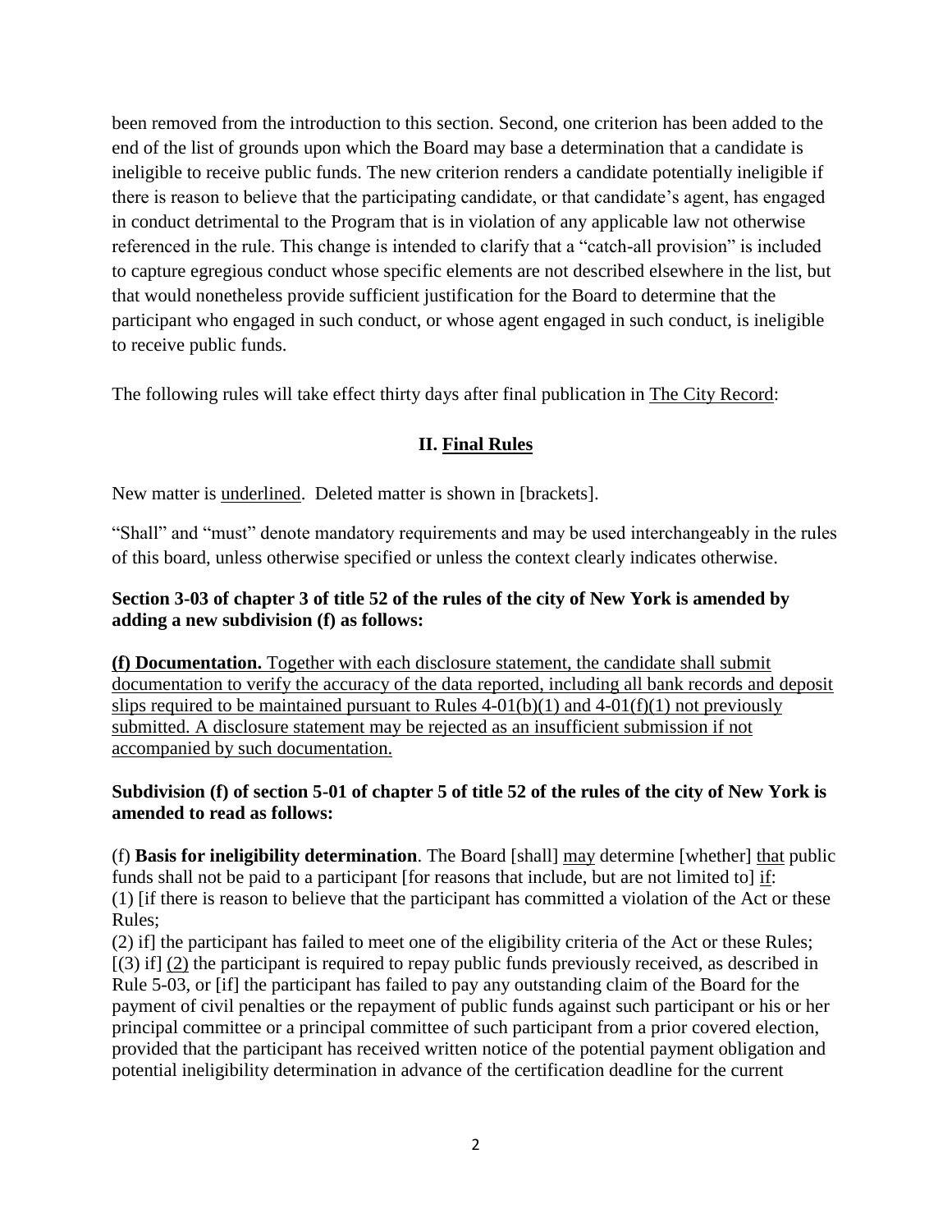been removed from the introduction to this section. Second, one criterion has been added to the end of the list of grounds upon which the Board may base a determination that a candidate is ineligible to receive public funds. The new criterion renders a candidate potentially ineligible if there is reason to believe that the participating candidate, or that candidate's agent, has engaged in conduct detrimental to the Program that is in violation of any applicable law not otherwise referenced in the rule. This change is intended to clarify that a "catch-all provision" is included to capture egregious conduct whose specific elements are not described elsewhere in the list, but that would nonetheless provide sufficient justification for the Board to determine that the participant who engaged in such conduct, or whose agent engaged in such conduct, is ineligible to receive public funds.

The following rules will take effect thirty days after final publication in <u>The City Record</u>:

## II. <u>Final Rules</u>

New matter is <u>underlined</u>. Deleted matter is shown in [brackets].

"Shall" and "must" denote mandatory requirements and may be used interchangeably in the rules of this board, unless otherwise specified or unless the context clearly indicates otherwise.

**Section 3-03 of chapter 3 of title 52 of the rules of the city of New York is amended by adding a new subdivision (f) as follows:**

<u>**(f) Documentation.** Together with each disclosure statement, the candidate shall submit documentation to verify the accuracy of the data reported, including all bank records and deposit slips required to be maintained pursuant to Rules 4-01(b)(1) and 4-01(f)(1) not previously submitted. A disclosure statement may be rejected as an insufficient submission if not accompanied by such documentation.</u>

**Subdivision (f) of section 5-01 of chapter 5 of title 52 of the rules of the city of New York is amended to read as follows:**

(f) **Basis for ineligibility determination**. The Board [shall] <u>may</u> determine [whether] <u>that</u> public funds shall not be paid to a participant [for reasons that include, but are not limited to] <u>if</u>:
(1) [if there is reason to believe that the participant has committed a violation of the Act or these Rules;
(2) if] the participant has failed to meet one of the eligibility criteria of the Act or these Rules;
[(3) if] <u>(2)</u> the participant is required to repay public funds previously received, as described in Rule 5-03, or [if] the participant has failed to pay any outstanding claim of the Board for the payment of civil penalties or the repayment of public funds against such participant or his or her principal committee or a principal committee of such participant from a prior covered election, provided that the participant has received written notice of the potential payment obligation and potential ineligibility determination in advance of the certification deadline for the current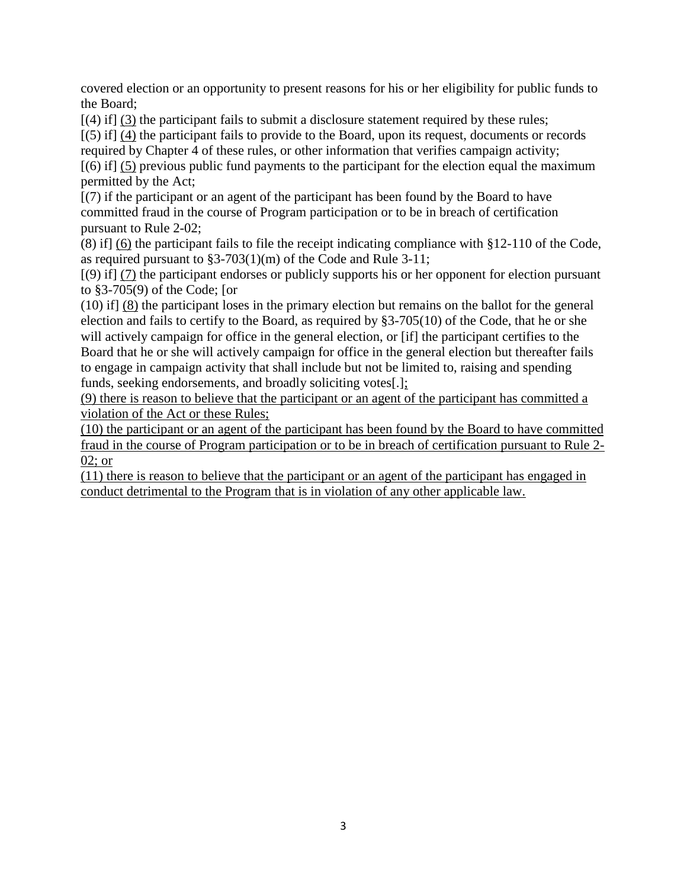covered election or an opportunity to present reasons for his or her eligibility for public funds to the Board;

[(4) if] <u>(3)</u> the participant fails to submit a disclosure statement required by these rules;

[(5) if] <u>(4)</u> the participant fails to provide to the Board, upon its request, documents or records required by Chapter 4 of these rules, or other information that verifies campaign activity;

[(6) if] <u>(5)</u> previous public fund payments to the participant for the election equal the maximum permitted by the Act;

[(7) if the participant or an agent of the participant has been found by the Board to have committed fraud in the course of Program participation or to be in breach of certification pursuant to Rule 2-02;

(8) if] <u>(6)</u> the participant fails to file the receipt indicating compliance with §12-110 of the Code, as required pursuant to §3-703(1)(m) of the Code and Rule 3-11;

[(9) if] <u>(7)</u> the participant endorses or publicly supports his or her opponent for election pursuant to §3-705(9) of the Code; [or

(10) if] <u>(8)</u> the participant loses in the primary election but remains on the ballot for the general election and fails to certify to the Board, as required by §3-705(10) of the Code, that he or she will actively campaign for office in the general election, or [if] the participant certifies to the Board that he or she will actively campaign for office in the general election but thereafter fails to engage in campaign activity that shall include but not be limited to, raising and spending funds, seeking endorsements, and broadly soliciting votes[.]<u>;</u>

<u>(9) there is reason to believe that the participant or an agent of the participant has committed a violation of the Act or these Rules;</u>

<u>(10) the participant or an agent of the participant has been found by the Board to have committed fraud in the course of Program participation or to be in breach of certification pursuant to Rule 2-02; or</u>

<u>(11) there is reason to believe that the participant or an agent of the participant has engaged in conduct detrimental to the Program that is in violation of any other applicable law.</u>